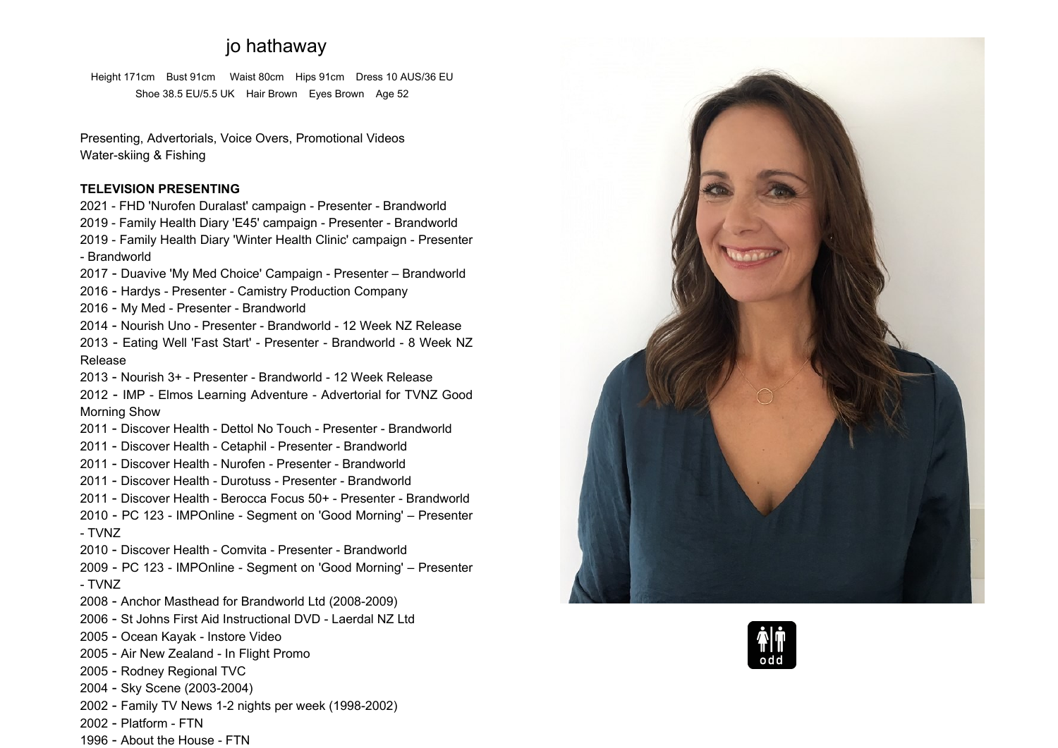# jo hathaway

Height 171cm Bust 91cm Waist 80cm Hips 91cm Dress 10 AUS/36 EU
Shoe 38.5 EU/5.5 UK Hair Brown Eyes Brown Age 52

Presenting, Advertorials, Voice Overs, Promotional Videos
Water-skiing & Fishing

**TELEVISION PRESENTING**

2021 - FHD 'Nurofen Duralast' campaign - Presenter - Brandworld
2019 - Family Health Diary 'E45' campaign - Presenter - Brandworld
2019 - Family Health Diary 'Winter Health Clinic' campaign - Presenter - Brandworld
2017 - Duavive 'My Med Choice' Campaign - Presenter – Brandworld
2016 - Hardys - Presenter - Camistry Production Company
2016 - My Med - Presenter - Brandworld
2014 - Nourish Uno - Presenter - Brandworld - 12 Week NZ Release
2013 - Eating Well 'Fast Start' - Presenter - Brandworld - 8 Week NZ Release
2013 - Nourish 3+ - Presenter - Brandworld - 12 Week Release
2012 - IMP - Elmos Learning Adventure - Advertorial for TVNZ Good Morning Show
2011 - Discover Health - Dettol No Touch - Presenter - Brandworld
2011 - Discover Health - Cetaphil - Presenter - Brandworld
2011 - Discover Health - Nurofen - Presenter - Brandworld
2011 - Discover Health - Durotuss - Presenter - Brandworld
2011 - Discover Health - Berocca Focus 50+ - Presenter - Brandworld
2010 - PC 123 - IMPOnline - Segment on 'Good Morning' – Presenter - TVNZ
2010 - Discover Health - Comvita - Presenter - Brandworld
2009 - PC 123 - IMPOnline - Segment on 'Good Morning' – Presenter - TVNZ
2008 - Anchor Masthead for Brandworld Ltd (2008-2009)
2006 - St Johns First Aid Instructional DVD - Laerdal NZ Ltd
2005 - Ocean Kayak - Instore Video
2005 - Air New Zealand - In Flight Promo
2005 - Rodney Regional TVC
2004 - Sky Scene (2003-2004)
2002 - Family TV News 1-2 nights per week (1998-2002)
2002 - Platform - FTN
1996 - About the House - FTN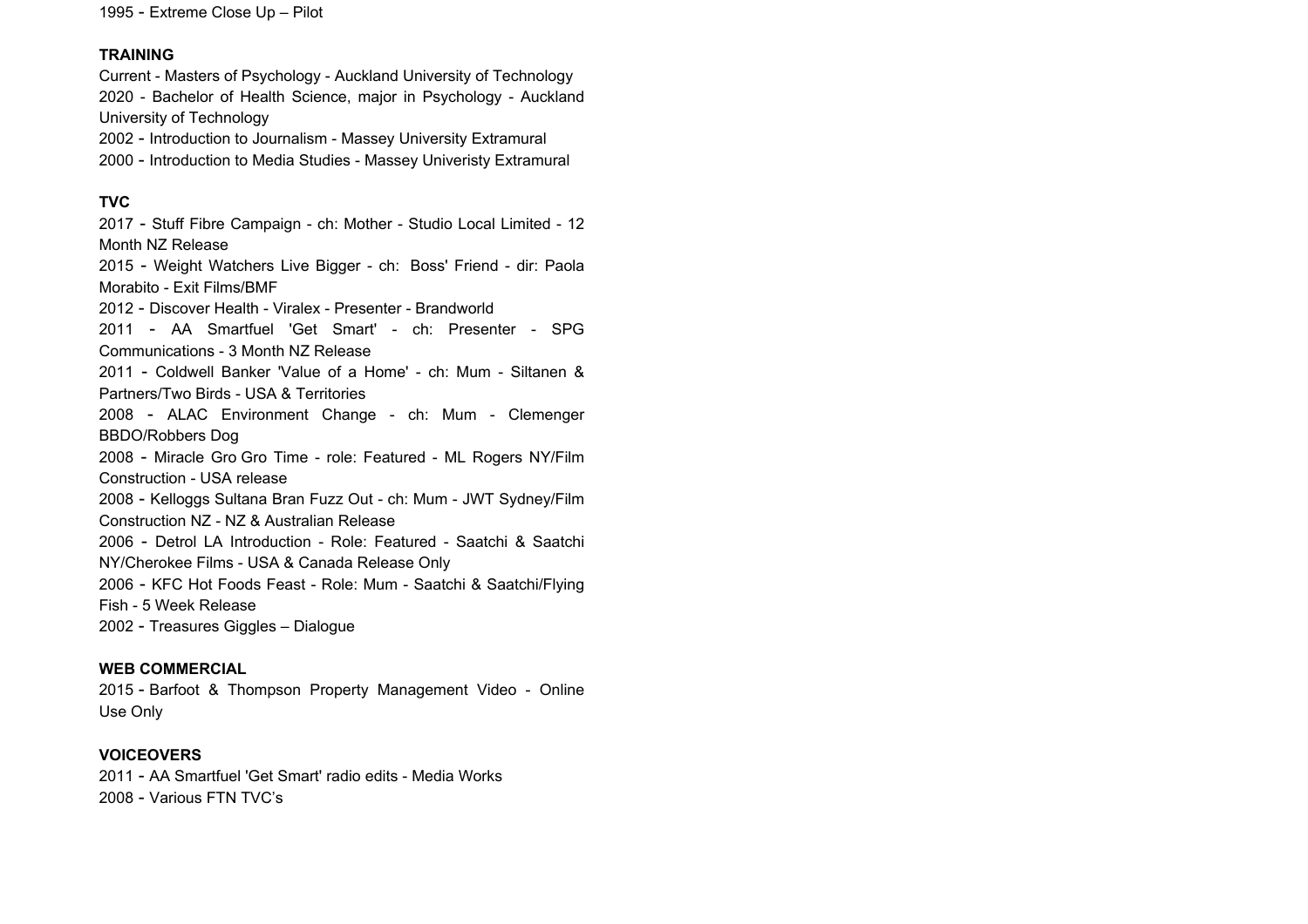1995 - Extreme Close Up – Pilot

**TRAINING**

Current - Masters of Psychology - Auckland University of Technology
2020 - Bachelor of Health Science, major in Psychology - Auckland University of Technology
2002 - Introduction to Journalism - Massey University Extramural
2000 - Introduction to Media Studies - Massey Univeristy Extramural

**TVC**

2017 - Stuff Fibre Campaign - ch: Mother - Studio Local Limited - 12 Month NZ Release
2015 - Weight Watchers Live Bigger - ch: Boss' Friend - dir: Paola Morabito - Exit Films/BMF
2012 - Discover Health - Viralex - Presenter - Brandworld
2011 - AA Smartfuel 'Get Smart' - ch: Presenter - SPG Communications - 3 Month NZ Release
2011 - Coldwell Banker 'Value of a Home' - ch: Mum - Siltanen & Partners/Two Birds - USA & Territories
2008 - ALAC Environment Change - ch: Mum - Clemenger BBDO/Robbers Dog
2008 - Miracle Gro Gro Time - role: Featured - ML Rogers NY/Film Construction - USA release
2008 - Kelloggs Sultana Bran Fuzz Out - ch: Mum - JWT Sydney/Film Construction NZ - NZ & Australian Release
2006 - Detrol LA Introduction - Role: Featured - Saatchi & Saatchi NY/Cherokee Films - USA & Canada Release Only
2006 - KFC Hot Foods Feast - Role: Mum - Saatchi & Saatchi/Flying Fish - 5 Week Release
2002 - Treasures Giggles – Dialogue

**WEB COMMERCIAL**

2015 - Barfoot & Thompson Property Management Video - Online Use Only

**VOICEOVERS**

2011 - AA Smartfuel 'Get Smart' radio edits - Media Works
2008 - Various FTN TVC's